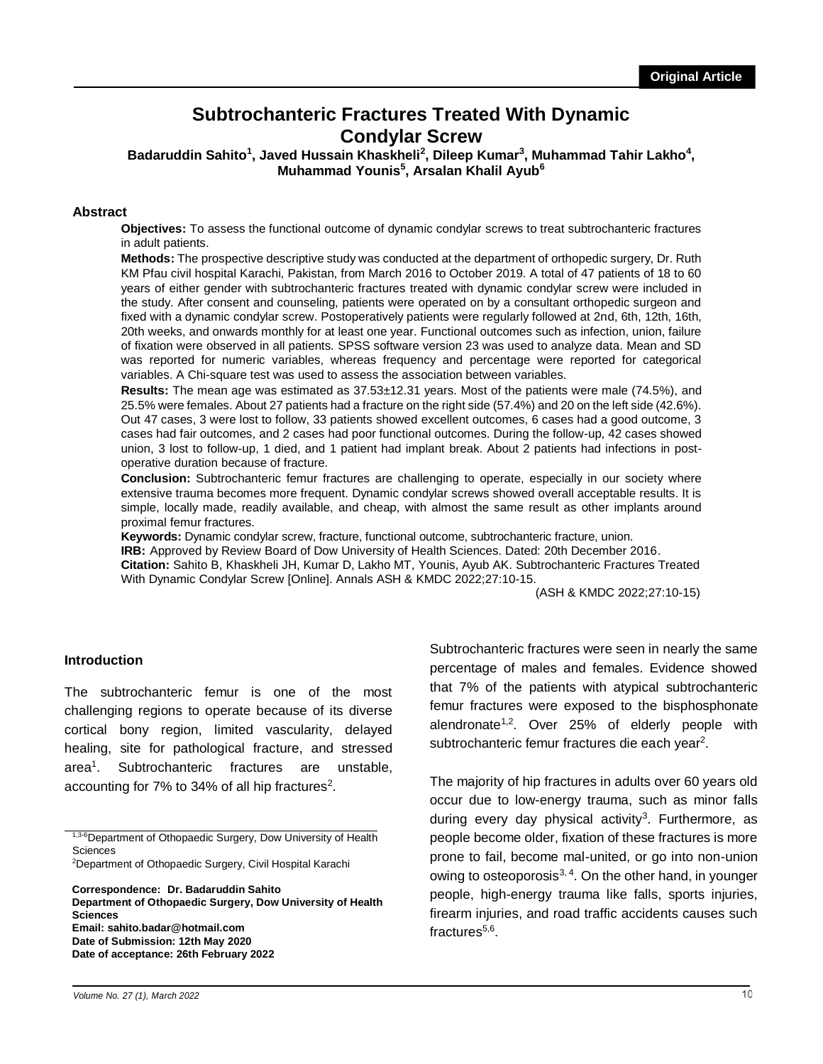Original Article

# Subtrochanteric Fractures Treated With Dynamic Condylar Screw

**Badaruddin Sahito[1], Javed Hussain Khaskheli[2], Dileep Kumar[3], Muhammad Tahir Lakho[4], Muhammad Younis[5], Arsalan Khalil Ayub[6]**

## Abstract

**Objectives:** To assess the functional outcome of dynamic condylar screws to treat subtrochanteric fractures in adult patients.

**Methods:** The prospective descriptive study was conducted at the department of orthopedic surgery, Dr. Ruth KM Pfau civil hospital Karachi, Pakistan, from March 2016 to October 2019. A total of 47 patients of 18 to 60 years of either gender with subtrochanteric fractures treated with dynamic condylar screw were included in the study. After consent and counseling, patients were operated on by a consultant orthopedic surgeon and fixed with a dynamic condylar screw. Postoperatively patients were regularly followed at 2nd, 6th, 12th, 16th, 20th weeks, and onwards monthly for at least one year. Functional outcomes such as infection, union, failure of fixation were observed in all patients. SPSS software version 23 was used to analyze data. Mean and SD was reported for numeric variables, whereas frequency and percentage were reported for categorical variables. A Chi-square test was used to assess the association between variables.

**Results:** The mean age was estimated as 37.53±12.31 years. Most of the patients were male (74.5%), and 25.5% were females. About 27 patients had a fracture on the right side (57.4%) and 20 on the left side (42.6%). Out 47 cases, 3 were lost to follow, 33 patients showed excellent outcomes, 6 cases had a good outcome, 3 cases had fair outcomes, and 2 cases had poor functional outcomes. During the follow-up, 42 cases showed union, 3 lost to follow-up, 1 died, and 1 patient had implant break. About 2 patients had infections in post-operative duration because of fracture.

**Conclusion:** Subtrochanteric femur fractures are challenging to operate, especially in our society where extensive trauma becomes more frequent. Dynamic condylar screws showed overall acceptable results. It is simple, locally made, readily available, and cheap, with almost the same result as other implants around proximal femur fractures.

**Keywords:** Dynamic condylar screw, fracture, functional outcome, subtrochanteric fracture, union.

**IRB:** Approved by Review Board of Dow University of Health Sciences. Dated: 20th December 2016.

**Citation:** Sahito B, Khaskheli JH, Kumar D, Lakho MT, Younis, Ayub AK. Subtrochanteric Fractures Treated With Dynamic Condylar Screw [Online]. Annals ASH & KMDC 2022;27:10-15.

(ASH & KMDC 2022;27:10-15)

## Introduction

The subtrochanteric femur is one of the most challenging regions to operate because of its diverse cortical bony region, limited vascularity, delayed healing, site for pathological fracture, and stressed area[1]. Subtrochanteric fractures are unstable, accounting for 7% to 34% of all hip fractures[2].

Subtrochanteric fractures were seen in nearly the same percentage of males and females. Evidence showed that 7% of the patients with atypical subtrochanteric femur fractures were exposed to the bisphosphonate alendronate[1,2]. Over 25% of elderly people with subtrochanteric femur fractures die each year[2].

The majority of hip fractures in adults over 60 years old occur due to low-energy trauma, such as minor falls during every day physical activity[3]. Furthermore, as people become older, fixation of these fractures is more prone to fail, become mal-united, or go into non-union owing to osteoporosis[3,4]. On the other hand, in younger people, high-energy trauma like falls, sports injuries, firearm injuries, and road traffic accidents causes such fractures[5,6].

[1,3-6]Department of Othopaedic Surgery, Dow University of Health Sciences

[2]Department of Othopaedic Surgery, Civil Hospital Karachi

**Correspondence: Dr. Badaruddin Sahito**
**Department of Othopaedic Surgery, Dow University of Health Sciences**
**Email: sahito.badar@hotmail.com**
**Date of Submission: 12th May 2020**
**Date of acceptance: 26th February 2022**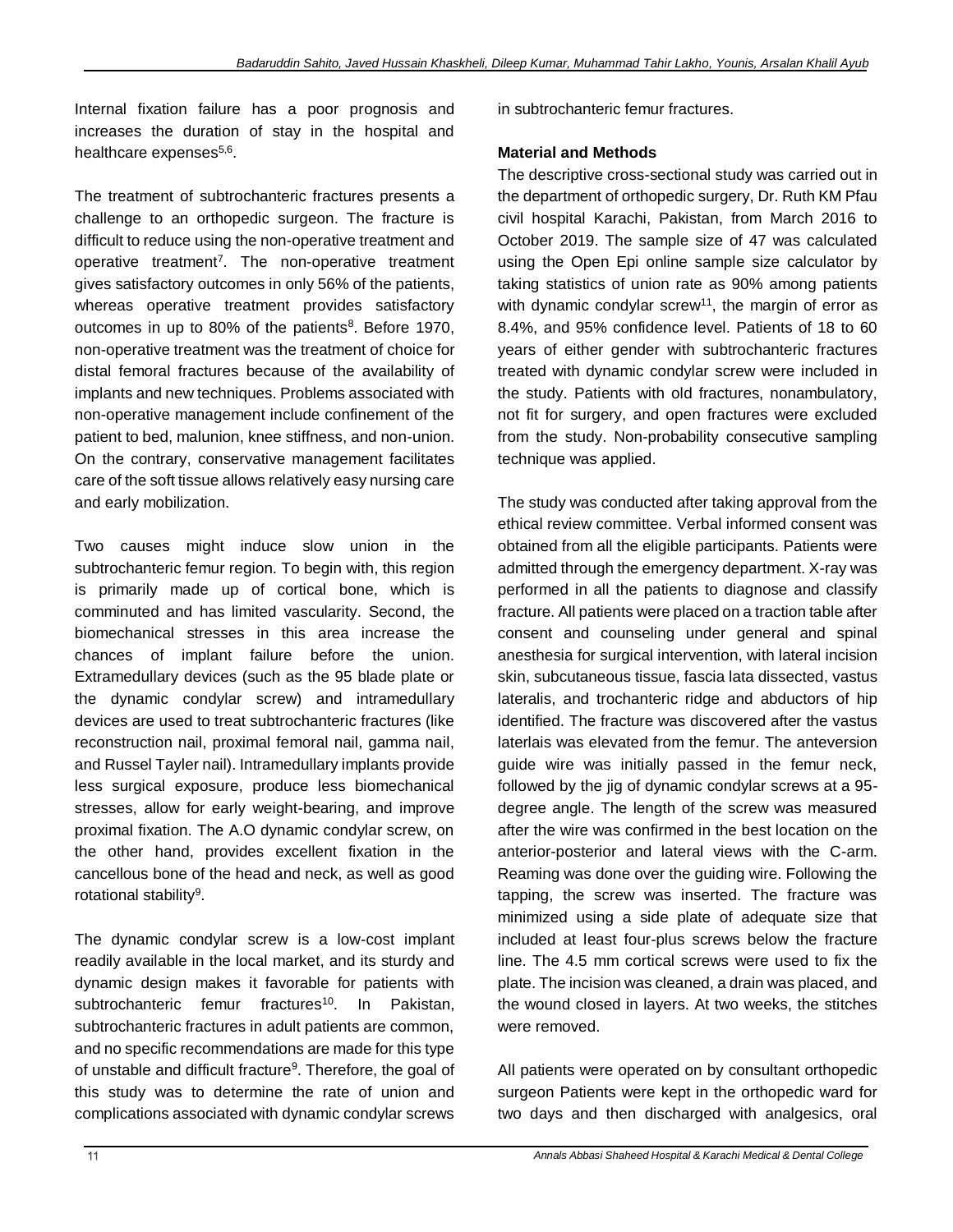Internal fixation failure has a poor prognosis and increases the duration of stay in the hospital and healthcare expenses[5,6].

The treatment of subtrochanteric fractures presents a challenge to an orthopedic surgeon. The fracture is difficult to reduce using the non-operative treatment and operative treatment[7]. The non-operative treatment gives satisfactory outcomes in only 56% of the patients, whereas operative treatment provides satisfactory outcomes in up to 80% of the patients[8]. Before 1970, non-operative treatment was the treatment of choice for distal femoral fractures because of the availability of implants and new techniques. Problems associated with non-operative management include confinement of the patient to bed, malunion, knee stiffness, and non-union. On the contrary, conservative management facilitates care of the soft tissue allows relatively easy nursing care and early mobilization.

Two causes might induce slow union in the subtrochanteric femur region. To begin with, this region is primarily made up of cortical bone, which is comminuted and has limited vascularity. Second, the biomechanical stresses in this area increase the chances of implant failure before the union. Extramedullary devices (such as the 95 blade plate or the dynamic condylar screw) and intramedullary devices are used to treat subtrochanteric fractures (like reconstruction nail, proximal femoral nail, gamma nail, and Russel Tayler nail). Intramedullary implants provide less surgical exposure, produce less biomechanical stresses, allow for early weight-bearing, and improve proximal fixation. The A.O dynamic condylar screw, on the other hand, provides excellent fixation in the cancellous bone of the head and neck, as well as good rotational stability[9].

The dynamic condylar screw is a low-cost implant readily available in the local market, and its sturdy and dynamic design makes it favorable for patients with subtrochanteric femur fractures[10]. In Pakistan, subtrochanteric fractures in adult patients are common, and no specific recommendations are made for this type of unstable and difficult fracture[9]. Therefore, the goal of this study was to determine the rate of union and complications associated with dynamic condylar screws in subtrochanteric femur fractures.

**Material and Methods**

The descriptive cross-sectional study was carried out in the department of orthopedic surgery, Dr. Ruth KM Pfau civil hospital Karachi, Pakistan, from March 2016 to October 2019. The sample size of 47 was calculated using the Open Epi online sample size calculator by taking statistics of union rate as 90% among patients with dynamic condylar screw[11], the margin of error as 8.4%, and 95% confidence level. Patients of 18 to 60 years of either gender with subtrochanteric fractures treated with dynamic condylar screw were included in the study. Patients with old fractures, nonambulatory, not fit for surgery, and open fractures were excluded from the study. Non-probability consecutive sampling technique was applied.

The study was conducted after taking approval from the ethical review committee. Verbal informed consent was obtained from all the eligible participants. Patients were admitted through the emergency department. X-ray was performed in all the patients to diagnose and classify fracture. All patients were placed on a traction table after consent and counseling under general and spinal anesthesia for surgical intervention, with lateral incision skin, subcutaneous tissue, fascia lata dissected, vastus lateralis, and trochanteric ridge and abductors of hip identified. The fracture was discovered after the vastus laterlais was elevated from the femur. The anteversion guide wire was initially passed in the femur neck, followed by the jig of dynamic condylar screws at a 95-degree angle. The length of the screw was measured after the wire was confirmed in the best location on the anterior-posterior and lateral views with the C-arm. Reaming was done over the guiding wire. Following the tapping, the screw was inserted. The fracture was minimized using a side plate of adequate size that included at least four-plus screws below the fracture line. The 4.5 mm cortical screws were used to fix the plate. The incision was cleaned, a drain was placed, and the wound closed in layers. At two weeks, the stitches were removed.

All patients were operated on by consultant orthopedic surgeon Patients were kept in the orthopedic ward for two days and then discharged with analgesics, oral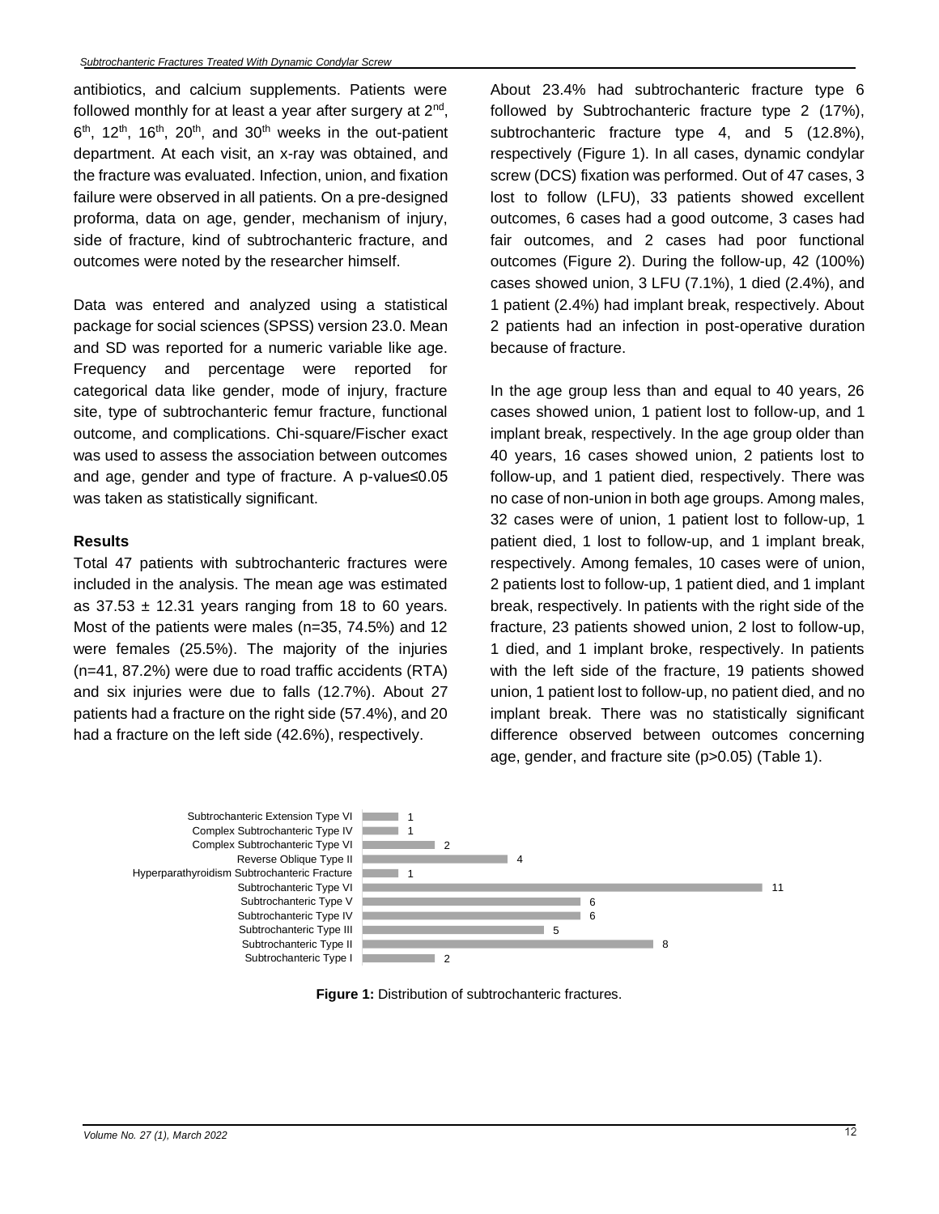antibiotics, and calcium supplements. Patients were followed monthly for at least a year after surgery at 2nd, 6th, 12th, 16th, 20th, and 30th weeks in the out-patient department. At each visit, an x-ray was obtained, and the fracture was evaluated. Infection, union, and fixation failure were observed in all patients. On a pre-designed proforma, data on age, gender, mechanism of injury, side of fracture, kind of subtrochanteric fracture, and outcomes were noted by the researcher himself.

Data was entered and analyzed using a statistical package for social sciences (SPSS) version 23.0. Mean and SD was reported for a numeric variable like age. Frequency and percentage were reported for categorical data like gender, mode of injury, fracture site, type of subtrochanteric femur fracture, functional outcome, and complications. Chi-square/Fischer exact was used to assess the association between outcomes and age, gender and type of fracture. A p-value≤0.05 was taken as statistically significant.

### Results

Total 47 patients with subtrochanteric fractures were included in the analysis. The mean age was estimated as 37.53 ± 12.31 years ranging from 18 to 60 years. Most of the patients were males (n=35, 74.5%) and 12 were females (25.5%). The majority of the injuries (n=41, 87.2%) were due to road traffic accidents (RTA) and six injuries were due to falls (12.7%). About 27 patients had a fracture on the right side (57.4%), and 20 had a fracture on the left side (42.6%), respectively.

About 23.4% had subtrochanteric fracture type 6 followed by Subtrochanteric fracture type 2 (17%), subtrochanteric fracture type 4, and 5 (12.8%), respectively (Figure 1). In all cases, dynamic condylar screw (DCS) fixation was performed. Out of 47 cases, 3 lost to follow (LFU), 33 patients showed excellent outcomes, 6 cases had a good outcome, 3 cases had fair outcomes, and 2 cases had poor functional outcomes (Figure 2). During the follow-up, 42 (100%) cases showed union, 3 LFU (7.1%), 1 died (2.4%), and 1 patient (2.4%) had implant break, respectively. About 2 patients had an infection in post-operative duration because of fracture.

In the age group less than and equal to 40 years, 26 cases showed union, 1 patient lost to follow-up, and 1 implant break, respectively. In the age group older than 40 years, 16 cases showed union, 2 patients lost to follow-up, and 1 patient died, respectively. There was no case of non-union in both age groups. Among males, 32 cases were of union, 1 patient lost to follow-up, 1 patient died, 1 lost to follow-up, and 1 implant break, respectively. Among females, 10 cases were of union, 2 patients lost to follow-up, 1 patient died, and 1 implant break, respectively. In patients with the right side of the fracture, 23 patients showed union, 2 lost to follow-up, 1 died, and 1 implant broke, respectively. In patients with the left side of the fracture, 19 patients showed union, 1 patient lost to follow-up, no patient died, and no implant break. There was no statistically significant difference observed between outcomes concerning age, gender, and fracture site (p>0.05) (Table 1).

| Fracture type | n |
|---|---|
| Subtrochanteric Extension Type VI | 1 |
| Complex Subtrochanteric Type IV | 1 |
| Complex Subtrochanteric Type VI | 2 |
| Reverse Oblique Type II | 4 |
| Hyperparathyroidism Subtrochanteric Fracture | 1 |
| Subtrochanteric Type VI | 11 |
| Subtrochanteric Type V | 6 |
| Subtrochanteric Type IV | 6 |
| Subtrochanteric Type III | 5 |
| Subtrochanteric Type II | 8 |
| Subtrochanteric Type I | 2 |

**Figure 1:** Distribution of subtrochanteric fractures.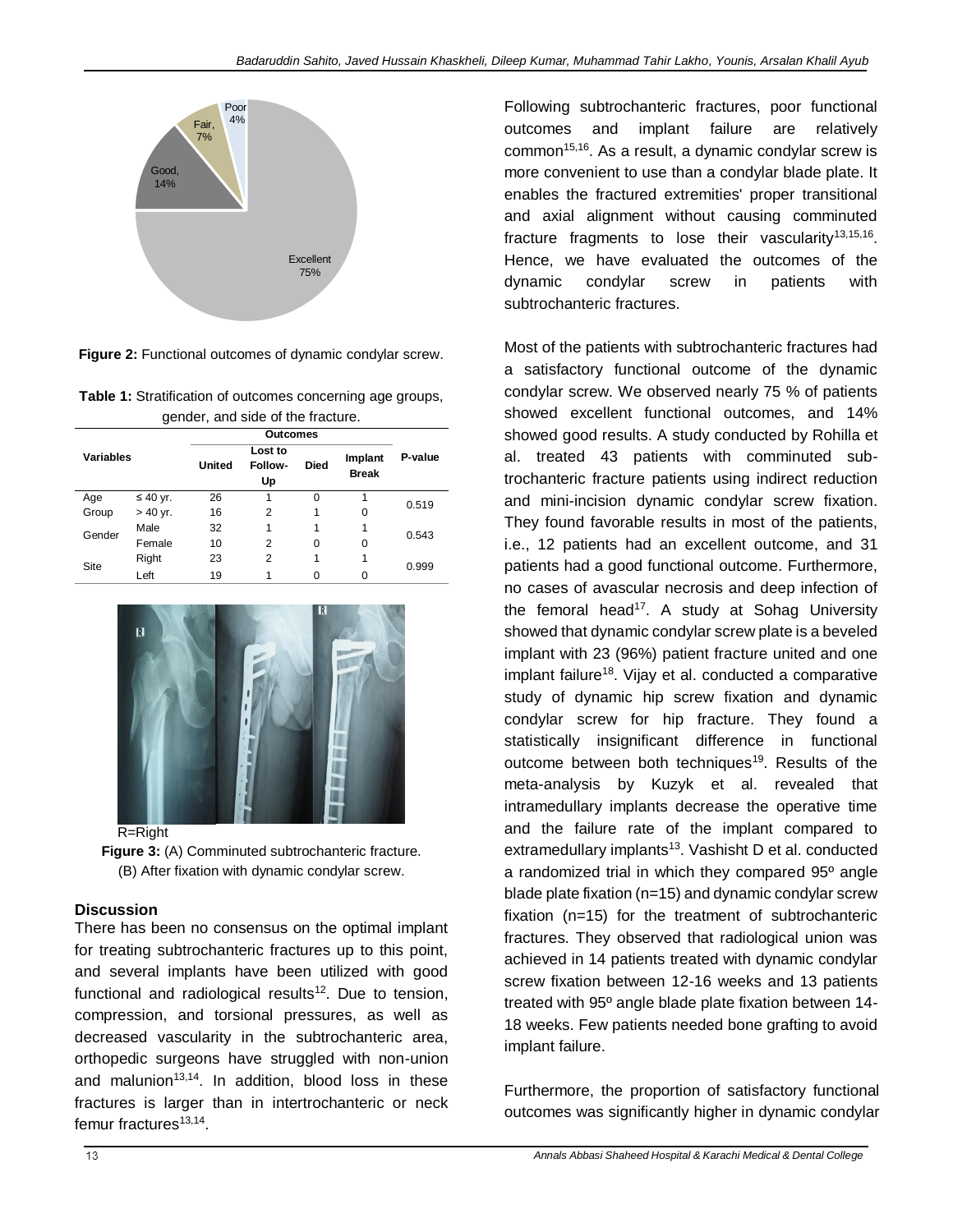Poor 4%

Fair, 7%

Good, 14%

Excellent 75%

**Figure 2:** Functional outcomes of dynamic condylar screw.

**Table 1:** Stratification of outcomes concerning age groups, gender, and side of the fracture.

| Variables | | Outcomes | | | | P-value |
|---|---|---|---|---|---|---|
| | | United | Lost to Follow-Up | Died | Implant Break | |
| Age Group | ≤ 40 yr. | 26 | 1 | 0 | 1 | 0.519 |
| | > 40 yr. | 16 | 2 | 1 | 0 | |
| Gender | Male | 32 | 1 | 1 | 1 | 0.543 |
| | Female | 10 | 2 | 0 | 0 | |
| Site | Right | 23 | 2 | 1 | 1 | 0.999 |
| | Left | 19 | 1 | 0 | 0 | |

R=Right

**Figure 3:** (A) Comminuted subtrochanteric fracture. (B) After fixation with dynamic condylar screw.

## Discussion

There has been no consensus on the optimal implant for treating subtrochanteric fractures up to this point, and several implants have been utilized with good functional and radiological results[12]. Due to tension, compression, and torsional pressures, as well as decreased vascularity in the subtrochanteric area, orthopedic surgeons have struggled with non-union and malunion[13,14]. In addition, blood loss in these fractures is larger than in intertrochanteric or neck femur fractures[13,14].

Following subtrochanteric fractures, poor functional outcomes and implant failure are relatively common[15,16]. As a result, a dynamic condylar screw is more convenient to use than a condylar blade plate. It enables the fractured extremities' proper transitional and axial alignment without causing comminuted fracture fragments to lose their vascularity[13,15,16]. Hence, we have evaluated the outcomes of the dynamic condylar screw in patients with subtrochanteric fractures.

Most of the patients with subtrochanteric fractures had a satisfactory functional outcome of the dynamic condylar screw. We observed nearly 75 % of patients showed excellent functional outcomes, and 14% showed good results. A study conducted by Rohilla et al. treated 43 patients with comminuted sub-trochanteric fracture patients using indirect reduction and mini-incision dynamic condylar screw fixation. They found favorable results in most of the patients, i.e., 12 patients had an excellent outcome, and 31 patients had a good functional outcome. Furthermore, no cases of avascular necrosis and deep infection of the femoral head[17]. A study at Sohag University showed that dynamic condylar screw plate is a beveled implant with 23 (96%) patient fracture united and one implant failure[18]. Vijay et al. conducted a comparative study of dynamic hip screw fixation and dynamic condylar screw for hip fracture. They found a statistically insignificant difference in functional outcome between both techniques[19]. Results of the meta-analysis by Kuzyk et al. revealed that intramedullary implants decrease the operative time and the failure rate of the implant compared to extramedullary implants[13]. Vashisht D et al. conducted a randomized trial in which they compared 95º angle blade plate fixation (n=15) and dynamic condylar screw fixation (n=15) for the treatment of subtrochanteric fractures. They observed that radiological union was achieved in 14 patients treated with dynamic condylar screw fixation between 12-16 weeks and 13 patients treated with 95º angle blade plate fixation between 14-18 weeks. Few patients needed bone grafting to avoid implant failure.

Furthermore, the proportion of satisfactory functional outcomes was significantly higher in dynamic condylar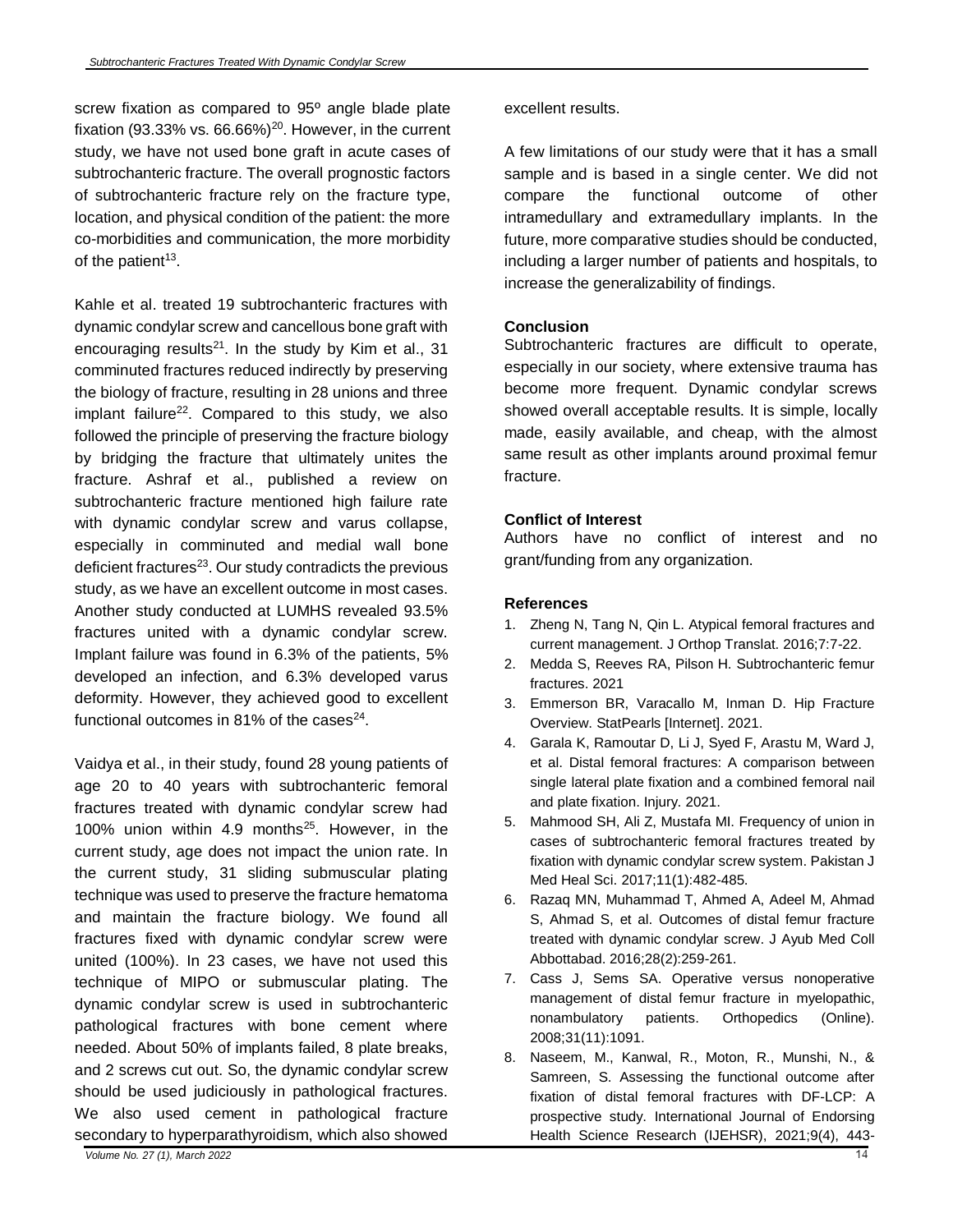screw fixation as compared to 95º angle blade plate fixation (93.33% vs. 66.66%)[20]. However, in the current study, we have not used bone graft in acute cases of subtrochanteric fracture. The overall prognostic factors of subtrochanteric fracture rely on the fracture type, location, and physical condition of the patient: the more co-morbidities and communication, the more morbidity of the patient[13].

Kahle et al. treated 19 subtrochanteric fractures with dynamic condylar screw and cancellous bone graft with encouraging results[21]. In the study by Kim et al., 31 comminuted fractures reduced indirectly by preserving the biology of fracture, resulting in 28 unions and three implant failure[22]. Compared to this study, we also followed the principle of preserving the fracture biology by bridging the fracture that ultimately unites the fracture. Ashraf et al., published a review on subtrochanteric fracture mentioned high failure rate with dynamic condylar screw and varus collapse, especially in comminuted and medial wall bone deficient fractures[23]. Our study contradicts the previous study, as we have an excellent outcome in most cases. Another study conducted at LUMHS revealed 93.5% fractures united with a dynamic condylar screw. Implant failure was found in 6.3% of the patients, 5% developed an infection, and 6.3% developed varus deformity. However, they achieved good to excellent functional outcomes in 81% of the cases[24].

Vaidya et al., in their study, found 28 young patients of age 20 to 40 years with subtrochanteric femoral fractures treated with dynamic condylar screw had 100% union within 4.9 months[25]. However, in the current study, age does not impact the union rate. In the current study, 31 sliding submuscular plating technique was used to preserve the fracture hematoma and maintain the fracture biology. We found all fractures fixed with dynamic condylar screw were united (100%). In 23 cases, we have not used this technique of MIPO or submuscular plating. The dynamic condylar screw is used in subtrochanteric pathological fractures with bone cement where needed. About 50% of implants failed, 8 plate breaks, and 2 screws cut out. So, the dynamic condylar screw should be used judiciously in pathological fractures. We also used cement in pathological fracture secondary to hyperparathyroidism, which also showed excellent results.

A few limitations of our study were that it has a small sample and is based in a single center. We did not compare the functional outcome of other intramedullary and extramedullary implants. In the future, more comparative studies should be conducted, including a larger number of patients and hospitals, to increase the generalizability of findings.

### Conclusion

Subtrochanteric fractures are difficult to operate, especially in our society, where extensive trauma has become more frequent. Dynamic condylar screws showed overall acceptable results. It is simple, locally made, easily available, and cheap, with the almost same result as other implants around proximal femur fracture.

### Conflict of Interest

Authors have no conflict of interest and no grant/funding from any organization.

### References

1. Zheng N, Tang N, Qin L. Atypical femoral fractures and current management. J Orthop Translat. 2016;7:7-22.
2. Medda S, Reeves RA, Pilson H. Subtrochanteric femur fractures. 2021
3. Emmerson BR, Varacallo M, Inman D. Hip Fracture Overview. StatPearls [Internet]. 2021.
4. Garala K, Ramoutar D, Li J, Syed F, Arastu M, Ward J, et al. Distal femoral fractures: A comparison between single lateral plate fixation and a combined femoral nail and plate fixation. Injury. 2021.
5. Mahmood SH, Ali Z, Mustafa MI. Frequency of union in cases of subtrochanteric femoral fractures treated by fixation with dynamic condylar screw system. Pakistan J Med Heal Sci. 2017;11(1):482-485.
6. Razaq MN, Muhammad T, Ahmed A, Adeel M, Ahmad S, Ahmad S, et al. Outcomes of distal femur fracture treated with dynamic condylar screw. J Ayub Med Coll Abbottabad. 2016;28(2):259-261.
7. Cass J, Sems SA. Operative versus nonoperative management of distal femur fracture in myelopathic, nonambulatory patients. Orthopedics (Online). 2008;31(11):1091.
8. Naseem, M., Kanwal, R., Moton, R., Munshi, N., & Samreen, S. Assessing the functional outcome after fixation of distal femoral fractures with DF-LCP: A prospective study. International Journal of Endorsing Health Science Research (IJEHSR), 2021;9(4), 443-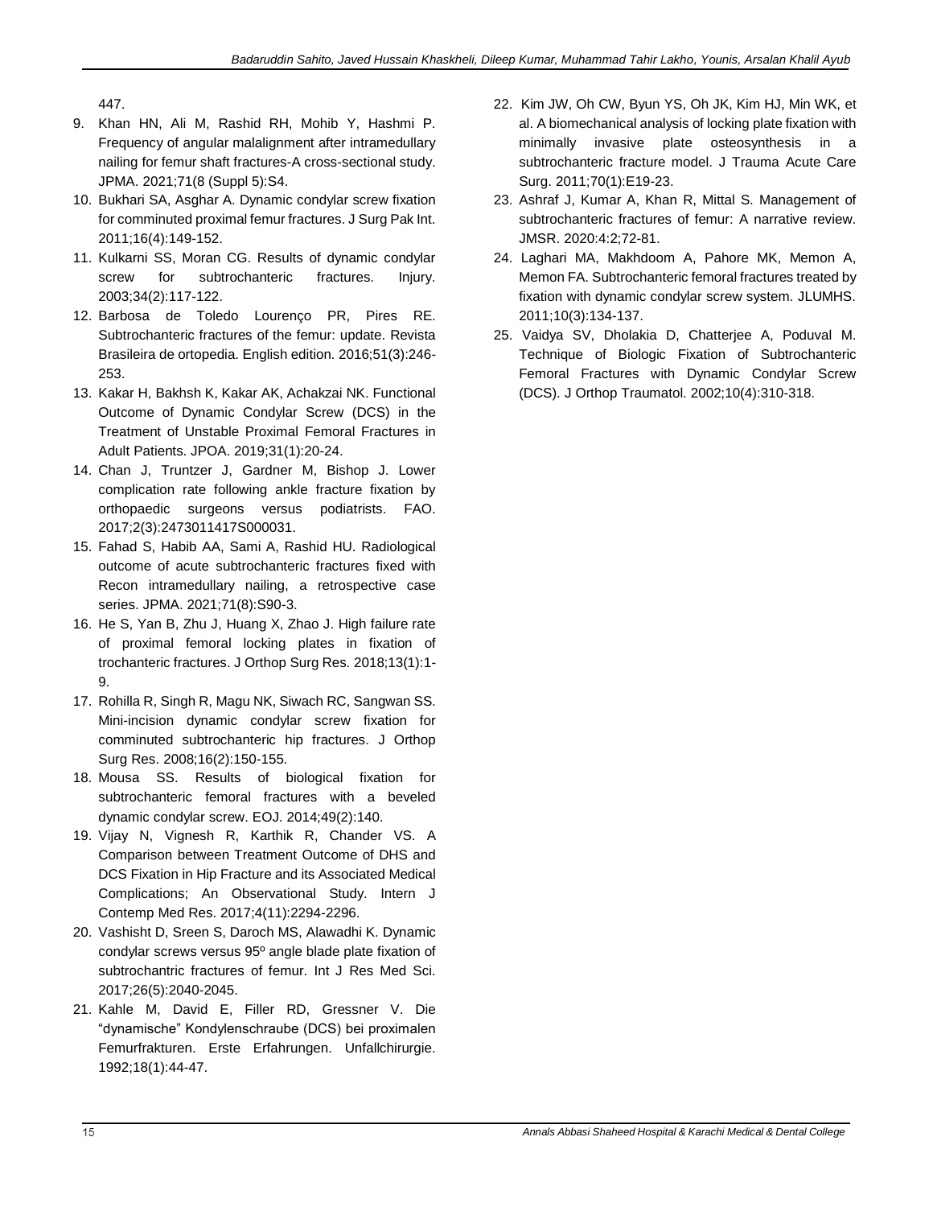447.

9. Khan HN, Ali M, Rashid RH, Mohib Y, Hashmi P. Frequency of angular malalignment after intramedullary nailing for femur shaft fractures-A cross-sectional study. JPMA. 2021;71(8 (Suppl 5):S4.
10. Bukhari SA, Asghar A. Dynamic condylar screw fixation for comminuted proximal femur fractures. J Surg Pak Int. 2011;16(4):149-152.
11. Kulkarni SS, Moran CG. Results of dynamic condylar screw for subtrochanteric fractures. Injury. 2003;34(2):117-122.
12. Barbosa de Toledo Lourenço PR, Pires RE. Subtrochanteric fractures of the femur: update. Revista Brasileira de ortopedia. English edition. 2016;51(3):246-253.
13. Kakar H, Bakhsh K, Kakar AK, Achakzai NK. Functional Outcome of Dynamic Condylar Screw (DCS) in the Treatment of Unstable Proximal Femoral Fractures in Adult Patients. JPOA. 2019;31(1):20-24.
14. Chan J, Truntzer J, Gardner M, Bishop J. Lower complication rate following ankle fracture fixation by orthopaedic surgeons versus podiatrists. FAO. 2017;2(3):2473011417S000031.
15. Fahad S, Habib AA, Sami A, Rashid HU. Radiological outcome of acute subtrochanteric fractures fixed with Recon intramedullary nailing, a retrospective case series. JPMA. 2021;71(8):S90-3.
16. He S, Yan B, Zhu J, Huang X, Zhao J. High failure rate of proximal femoral locking plates in fixation of trochanteric fractures. J Orthop Surg Res. 2018;13(1):1-9.
17. Rohilla R, Singh R, Magu NK, Siwach RC, Sangwan SS. Mini-incision dynamic condylar screw fixation for comminuted subtrochanteric hip fractures. J Orthop Surg Res. 2008;16(2):150-155.
18. Mousa SS. Results of biological fixation for subtrochanteric femoral fractures with a beveled dynamic condylar screw. EOJ. 2014;49(2):140.
19. Vijay N, Vignesh R, Karthik R, Chander VS. A Comparison between Treatment Outcome of DHS and DCS Fixation in Hip Fracture and its Associated Medical Complications; An Observational Study. Intern J Contemp Med Res. 2017;4(11):2294-2296.
20. Vashisht D, Sreen S, Daroch MS, Alawadhi K. Dynamic condylar screws versus 95º angle blade plate fixation of subtrochantric fractures of femur. Int J Res Med Sci. 2017;26(5):2040-2045.
21. Kahle M, David E, Filler RD, Gressner V. Die "dynamische" Kondylenschraube (DCS) bei proximalen Femurfrakturen. Erste Erfahrungen. Unfallchirurgie. 1992;18(1):44-47.
22. Kim JW, Oh CW, Byun YS, Oh JK, Kim HJ, Min WK, et al. A biomechanical analysis of locking plate fixation with minimally invasive plate osteosynthesis in a subtrochanteric fracture model. J Trauma Acute Care Surg. 2011;70(1):E19-23.
23. Ashraf J, Kumar A, Khan R, Mittal S. Management of subtrochanteric fractures of femur: A narrative review. JMSR. 2020:4:2;72-81.
24. Laghari MA, Makhdoom A, Pahore MK, Memon A, Memon FA. Subtrochanteric femoral fractures treated by fixation with dynamic condylar screw system. JLUMHS. 2011;10(3):134-137.
25. Vaidya SV, Dholakia D, Chatterjee A, Poduval M. Technique of Biologic Fixation of Subtrochanteric Femoral Fractures with Dynamic Condylar Screw (DCS). J Orthop Traumatol. 2002;10(4):310-318.